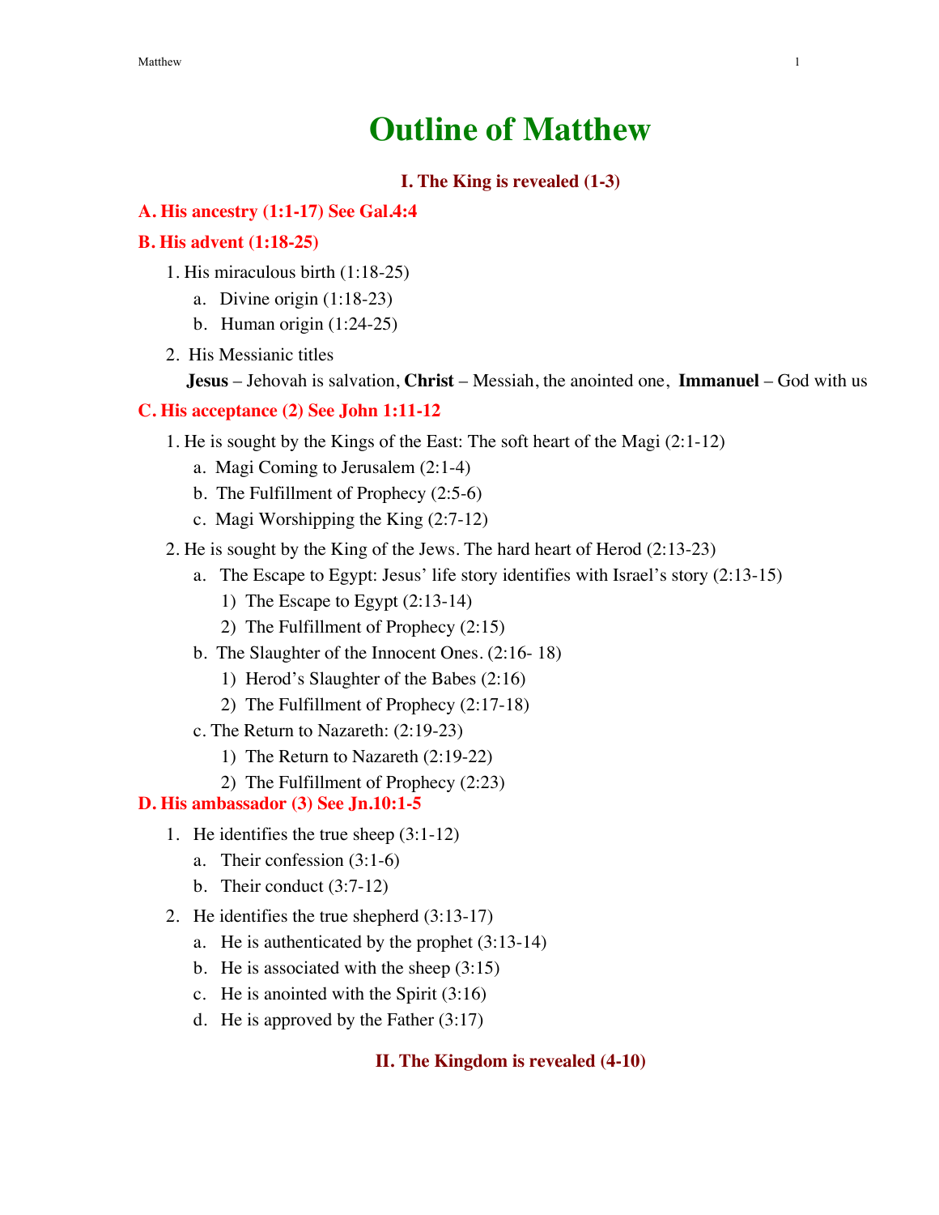# Outline of Matthew

## I. The King is revealed (1-3)

### A. His ancestry (1:1-17) See Gal.4:4

### B. His advent (1:18-25)

1. His miraculous birth (1:18-25)
   a. Divine origin (1:18-23)
   b. Human origin (1:24-25)
2. His Messianic titles
   **Jesus** – Jehovah is salvation, **Christ** – Messiah, the anointed one, **Immanuel** – God with us

### C. His acceptance (2) See John 1:11-12

1. He is sought by the Kings of the East: The soft heart of the Magi (2:1-12)
   a. Magi Coming to Jerusalem (2:1-4)
   b. The Fulfillment of Prophecy (2:5-6)
   c. Magi Worshipping the King (2:7-12)
2. He is sought by the King of the Jews. The hard heart of Herod (2:13-23)
   a. The Escape to Egypt: Jesus' life story identifies with Israel's story (2:13-15)
      1) The Escape to Egypt (2:13-14)
      2) The Fulfillment of Prophecy (2:15)
   b. The Slaughter of the Innocent Ones. (2:16- 18)
      1) Herod's Slaughter of the Babes (2:16)
      2) The Fulfillment of Prophecy (2:17-18)
   c. The Return to Nazareth: (2:19-23)
      1) The Return to Nazareth (2:19-22)
      2) The Fulfillment of Prophecy (2:23)

### D. His ambassador (3) See Jn.10:1-5

1. He identifies the true sheep (3:1-12)
   a. Their confession (3:1-6)
   b. Their conduct (3:7-12)
2. He identifies the true shepherd (3:13-17)
   a. He is authenticated by the prophet (3:13-14)
   b. He is associated with the sheep (3:15)
   c. He is anointed with the Spirit (3:16)
   d. He is approved by the Father (3:17)

## II. The Kingdom is revealed (4-10)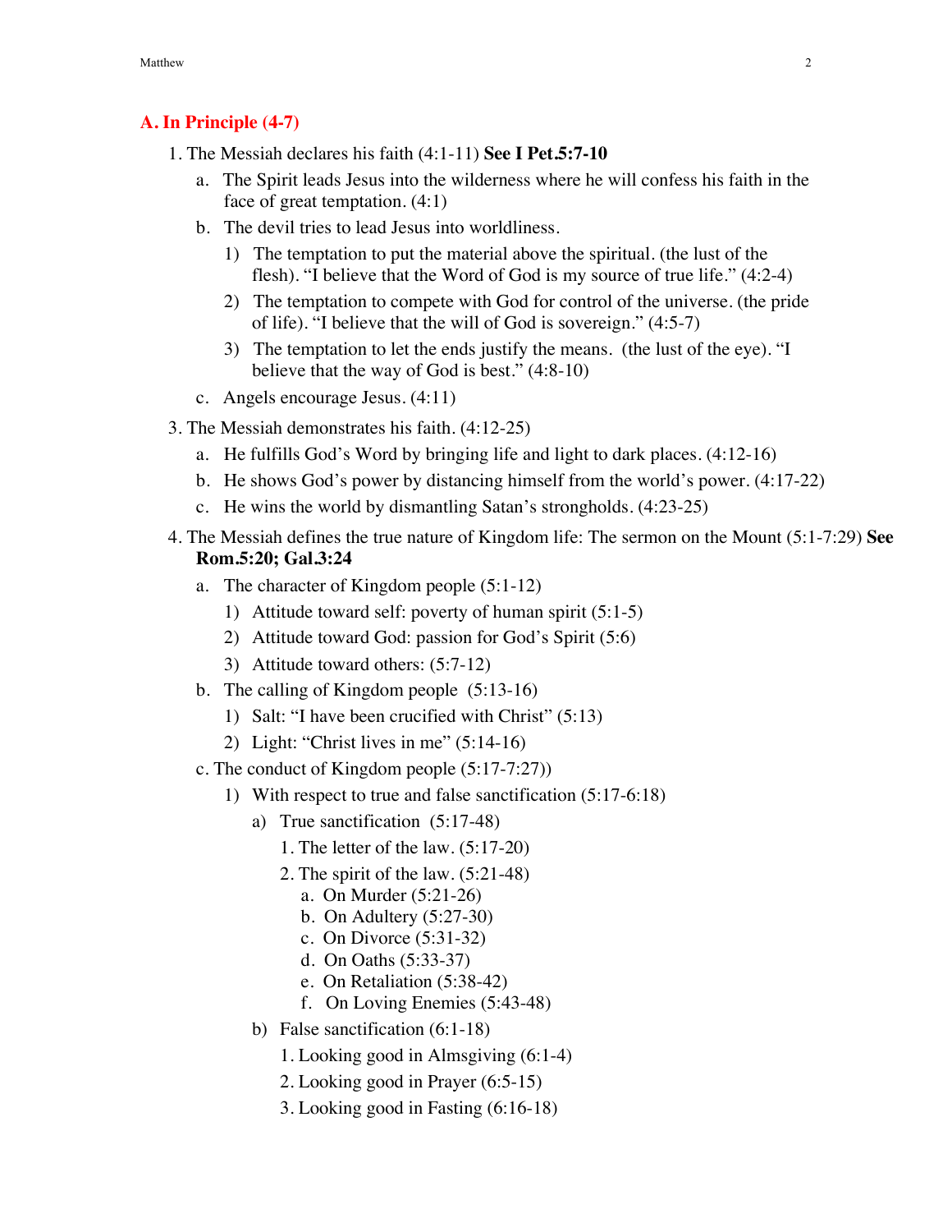## A. In Principle (4-7)

1. The Messiah declares his faith (4:1-11) **See I Pet.5:7-10**
   a. The Spirit leads Jesus into the wilderness where he will confess his faith in the face of great temptation. (4:1)
   b. The devil tries to lead Jesus into worldliness.
      1) The temptation to put the material above the spiritual. (the lust of the flesh). "I believe that the Word of God is my source of true life." (4:2-4)
      2) The temptation to compete with God for control of the universe. (the pride of life). "I believe that the will of God is sovereign." (4:5-7)
      3) The temptation to let the ends justify the means. (the lust of the eye). "I believe that the way of God is best." (4:8-10)
   c. Angels encourage Jesus. (4:11)

3. The Messiah demonstrates his faith. (4:12-25)
   a. He fulfills God's Word by bringing life and light to dark places. (4:12-16)
   b. He shows God's power by distancing himself from the world's power. (4:17-22)
   c. He wins the world by dismantling Satan's strongholds. (4:23-25)

4. The Messiah defines the true nature of Kingdom life: The sermon on the Mount (5:1-7:29) **See Rom.5:20; Gal.3:24**
   a. The character of Kingdom people (5:1-12)
      1) Attitude toward self: poverty of human spirit (5:1-5)
      2) Attitude toward God: passion for God's Spirit (5:6)
      3) Attitude toward others: (5:7-12)
   b. The calling of Kingdom people (5:13-16)
      1) Salt: "I have been crucified with Christ" (5:13)
      2) Light: "Christ lives in me" (5:14-16)
   c. The conduct of Kingdom people (5:17-7:27))
      1) With respect to true and false sanctification (5:17-6:18)
         a) True sanctification (5:17-48)
            1. The letter of the law. (5:17-20)
            2. The spirit of the law. (5:21-48)
               a. On Murder (5:21-26)
               b. On Adultery (5:27-30)
               c. On Divorce (5:31-32)
               d. On Oaths (5:33-37)
               e. On Retaliation (5:38-42)
               f. On Loving Enemies (5:43-48)
         b) False sanctification (6:1-18)
            1. Looking good in Almsgiving (6:1-4)
            2. Looking good in Prayer (6:5-15)
            3. Looking good in Fasting (6:16-18)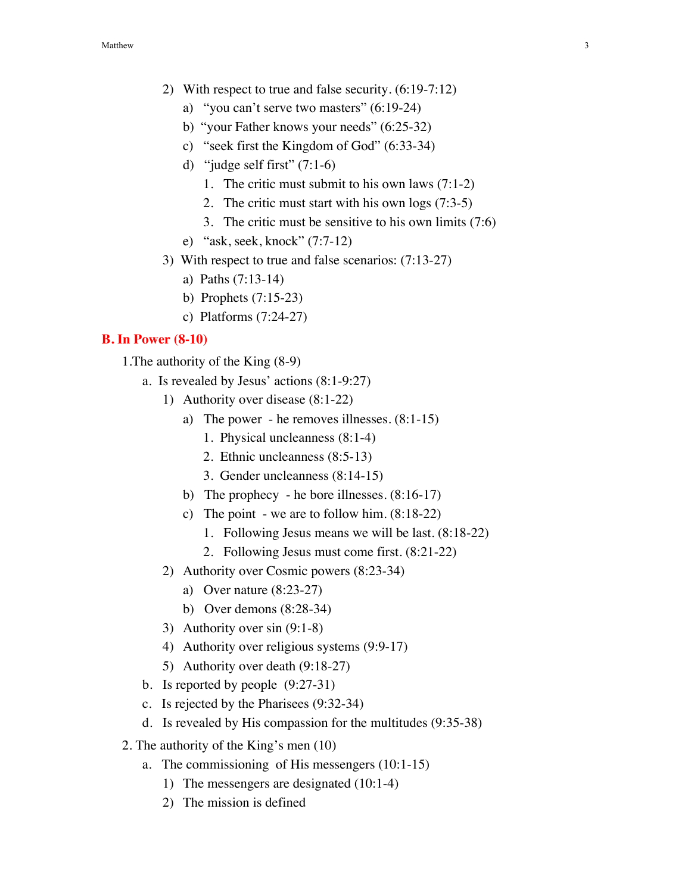2) With respect to true and false security. (6:19-7:12)
    a) "you can't serve two masters" (6:19-24)
    b) "your Father knows your needs" (6:25-32)
    c) "seek first the Kingdom of God" (6:33-34)
    d) "judge self first" (7:1-6)
        1. The critic must submit to his own laws (7:1-2)
        2. The critic must start with his own logs (7:3-5)
        3. The critic must be sensitive to his own limits (7:6)
    e) "ask, seek, knock" (7:7-12)
3) With respect to true and false scenarios: (7:13-27)
    a) Paths (7:13-14)
    b) Prophets (7:15-23)
    c) Platforms (7:24-27)

## B. In Power (8-10)

1.The authority of the King (8-9)
- a. Is revealed by Jesus' actions (8:1-9:27)
    - 1) Authority over disease (8:1-22)
        - a) The power - he removes illnesses. (8:1-15)
            1. Physical uncleanness (8:1-4)
            2. Ethnic uncleanness (8:5-13)
            3. Gender uncleanness (8:14-15)
        - b) The prophecy - he bore illnesses. (8:16-17)
        - c) The point - we are to follow him. (8:18-22)
            1. Following Jesus means we will be last. (8:18-22)
            2. Following Jesus must come first. (8:21-22)
    - 2) Authority over Cosmic powers (8:23-34)
        - a) Over nature (8:23-27)
        - b) Over demons (8:28-34)
    - 3) Authority over sin (9:1-8)
    - 4) Authority over religious systems (9:9-17)
    - 5) Authority over death (9:18-27)
- b. Is reported by people (9:27-31)
- c. Is rejected by the Pharisees (9:32-34)
- d. Is revealed by His compassion for the multitudes (9:35-38)

2. The authority of the King's men (10)
- a. The commissioning of His messengers (10:1-15)
    - 1) The messengers are designated (10:1-4)
    - 2) The mission is defined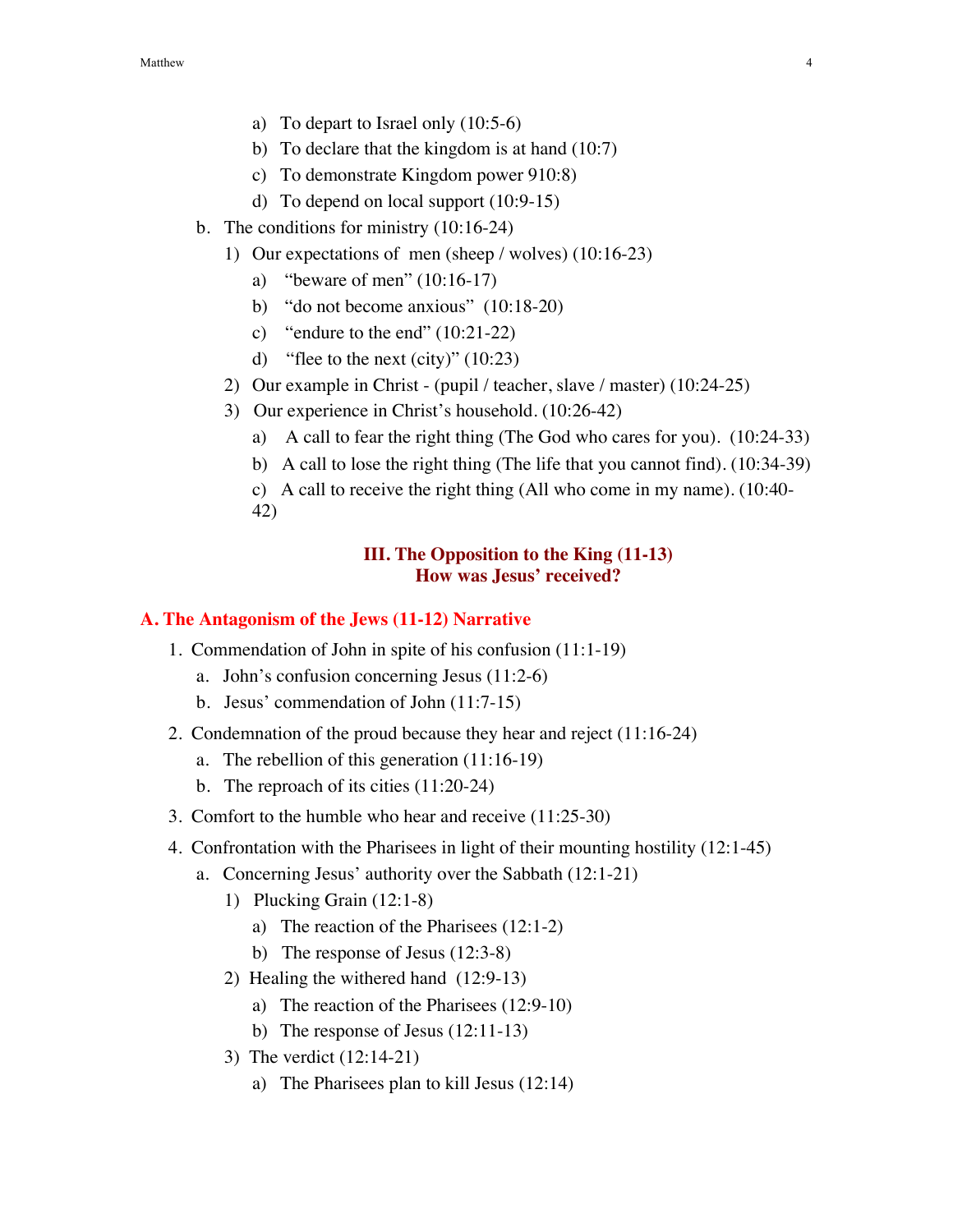- a) To depart to Israel only (10:5-6)
- b) To declare that the kingdom is at hand (10:7)
- c) To demonstrate Kingdom power 910:8)
- d) To depend on local support (10:9-15)

b. The conditions for ministry (10:16-24)

1) Our expectations of men (sheep / wolves) (10:16-23)
   - a) "beware of men" (10:16-17)
   - b) "do not become anxious" (10:18-20)
   - c) "endure to the end" (10:21-22)
   - d) "flee to the next (city)" (10:23)
2) Our example in Christ - (pupil / teacher, slave / master) (10:24-25)
3) Our experience in Christ's household. (10:26-42)
   - a) A call to fear the right thing (The God who cares for you). (10:24-33)
   - b) A call to lose the right thing (The life that you cannot find). (10:34-39)
   - c) A call to receive the right thing (All who come in my name). (10:40-42)

## III. The Opposition to the King (11-13)
## How was Jesus' received?

### A. The Antagonism of the Jews (11-12) Narrative

1. Commendation of John in spite of his confusion (11:1-19)
   - a. John's confusion concerning Jesus (11:2-6)
   - b. Jesus' commendation of John (11:7-15)
2. Condemnation of the proud because they hear and reject (11:16-24)
   - a. The rebellion of this generation (11:16-19)
   - b. The reproach of its cities (11:20-24)
3. Comfort to the humble who hear and receive (11:25-30)
4. Confrontation with the Pharisees in light of their mounting hostility (12:1-45)
   - a. Concerning Jesus' authority over the Sabbath (12:1-21)
     1) Plucking Grain (12:1-8)
        - a) The reaction of the Pharisees (12:1-2)
        - b) The response of Jesus (12:3-8)
     2) Healing the withered hand (12:9-13)
        - a) The reaction of the Pharisees (12:9-10)
        - b) The response of Jesus (12:11-13)
     3) The verdict (12:14-21)
        - a) The Pharisees plan to kill Jesus (12:14)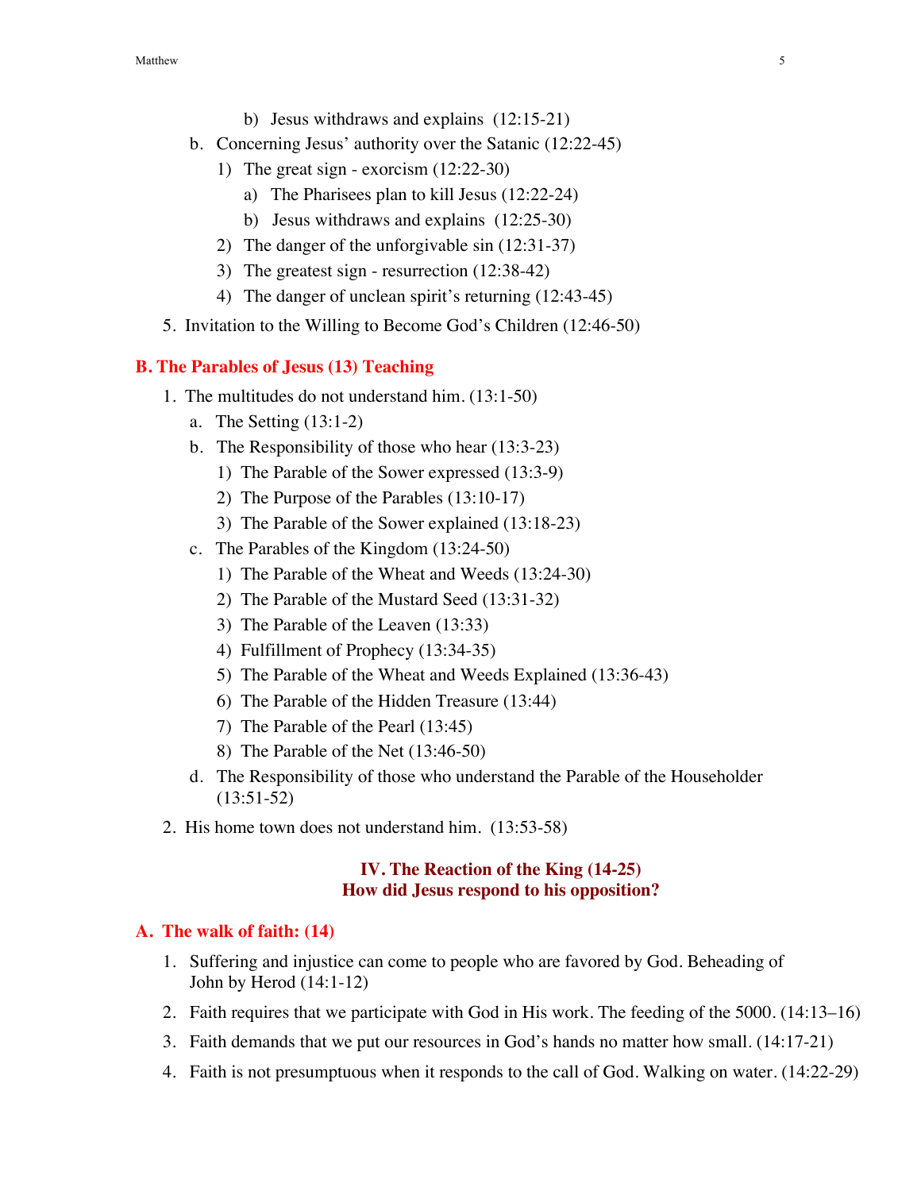- b) Jesus withdraws and explains (12:15-21)
- b. Concerning Jesus' authority over the Satanic (12:22-45)
  - 1) The great sign - exorcism (12:22-30)
    - a) The Pharisees plan to kill Jesus (12:22-24)
    - b) Jesus withdraws and explains (12:25-30)
  - 2) The danger of the unforgivable sin (12:31-37)
  - 3) The greatest sign - resurrection (12:38-42)
  - 4) The danger of unclean spirit's returning (12:43-45)

5. Invitation to the Willing to Become God's Children (12:46-50)

## B. The Parables of Jesus (13) Teaching

1. The multitudes do not understand him. (13:1-50)
   - a. The Setting (13:1-2)
   - b. The Responsibility of those who hear (13:3-23)
     - 1) The Parable of the Sower expressed (13:3-9)
     - 2) The Purpose of the Parables (13:10-17)
     - 3) The Parable of the Sower explained (13:18-23)
   - c. The Parables of the Kingdom (13:24-50)
     - 1) The Parable of the Wheat and Weeds (13:24-30)
     - 2) The Parable of the Mustard Seed (13:31-32)
     - 3) The Parable of the Leaven (13:33)
     - 4) Fulfillment of Prophecy (13:34-35)
     - 5) The Parable of the Wheat and Weeds Explained (13:36-43)
     - 6) The Parable of the Hidden Treasure (13:44)
     - 7) The Parable of the Pearl (13:45)
     - 8) The Parable of the Net (13:46-50)
   - d. The Responsibility of those who understand the Parable of the Householder (13:51-52)
2. His home town does not understand him. (13:53-58)

# IV. The Reaction of the King (14-25)
# How did Jesus respond to his opposition?

## A. The walk of faith: (14)

1. Suffering and injustice can come to people who are favored by God. Beheading of John by Herod (14:1-12)
2. Faith requires that we participate with God in His work. The feeding of the 5000. (14:13–16)
3. Faith demands that we put our resources in God's hands no matter how small. (14:17-21)
4. Faith is not presumptuous when it responds to the call of God. Walking on water. (14:22-29)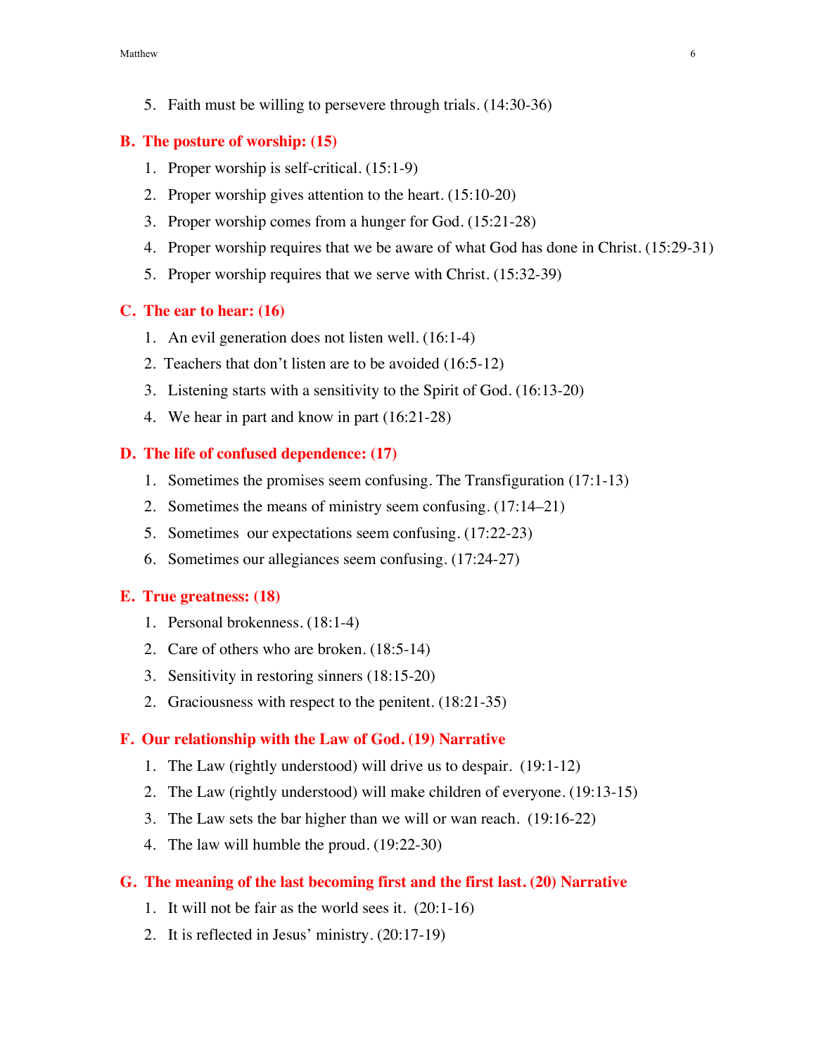5. Faith must be willing to persevere through trials. (14:30-36)

## B. The posture of worship: (15)

1. Proper worship is self-critical. (15:1-9)
2. Proper worship gives attention to the heart. (15:10-20)
3. Proper worship comes from a hunger for God. (15:21-28)
4. Proper worship requires that we be aware of what God has done in Christ. (15:29-31)
5. Proper worship requires that we serve with Christ. (15:32-39)

## C. The ear to hear: (16)

1. An evil generation does not listen well. (16:1-4)
2. Teachers that don’t listen are to be avoided (16:5-12)
3. Listening starts with a sensitivity to the Spirit of God. (16:13-20)
4. We hear in part and know in part (16:21-28)

## D. The life of confused dependence: (17)

1. Sometimes the promises seem confusing. The Transfiguration (17:1-13)
2. Sometimes the means of ministry seem confusing. (17:14–21)

5. Sometimes our expectations seem confusing. (17:22-23)
6. Sometimes our allegiances seem confusing. (17:24-27)

## E. True greatness: (18)

1. Personal brokenness. (18:1-4)
2. Care of others who are broken. (18:5-14)
3. Sensitivity in restoring sinners (18:15-20)

2. Graciousness with respect to the penitent. (18:21-35)

## F. Our relationship with the Law of God. (19) Narrative

1. The Law (rightly understood) will drive us to despair. (19:1-12)
2. The Law (rightly understood) will make children of everyone. (19:13-15)
3. The Law sets the bar higher than we will or wan reach. (19:16-22)
4. The law will humble the proud. (19:22-30)

## G. The meaning of the last becoming first and the first last. (20) Narrative

1. It will not be fair as the world sees it. (20:1-16)
2. It is reflected in Jesus’ ministry. (20:17-19)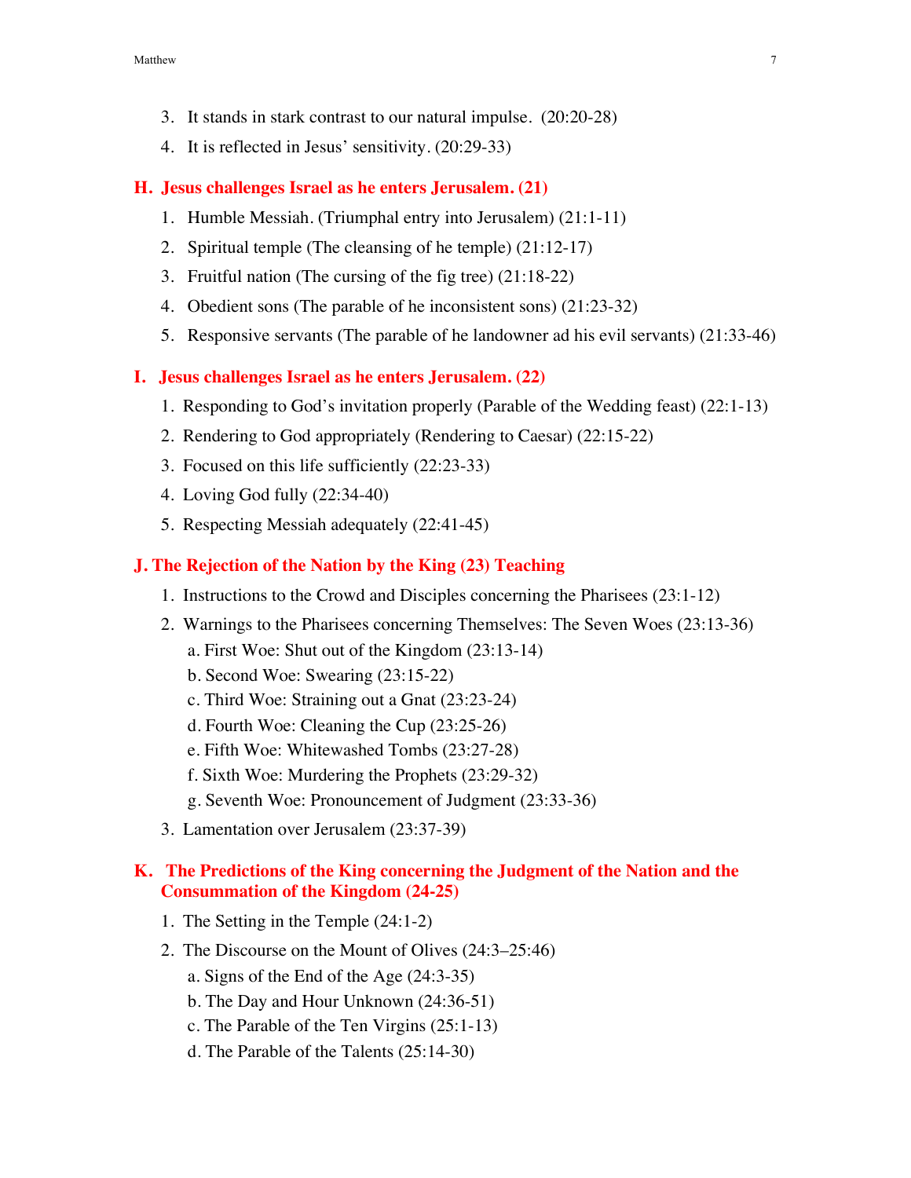3. It stands in stark contrast to our natural impulse. (20:20-28)
4. It is reflected in Jesus' sensitivity. (20:29-33)

## H. Jesus challenges Israel as he enters Jerusalem. (21)

1. Humble Messiah. (Triumphal entry into Jerusalem) (21:1-11)
2. Spiritual temple (The cleansing of he temple) (21:12-17)
3. Fruitful nation (The cursing of the fig tree) (21:18-22)
4. Obedient sons (The parable of he inconsistent sons) (21:23-32)
5. Responsive servants (The parable of he landowner ad his evil servants) (21:33-46)

## I. Jesus challenges Israel as he enters Jerusalem. (22)

1. Responding to God's invitation properly (Parable of the Wedding feast) (22:1-13)
2. Rendering to God appropriately (Rendering to Caesar) (22:15-22)
3. Focused on this life sufficiently (22:23-33)
4. Loving God fully (22:34-40)
5. Respecting Messiah adequately (22:41-45)

## J. The Rejection of the Nation by the King (23) Teaching

1. Instructions to the Crowd and Disciples concerning the Pharisees (23:1-12)
2. Warnings to the Pharisees concerning Themselves: The Seven Woes (23:13-36)
   a. First Woe: Shut out of the Kingdom (23:13-14)
   b. Second Woe: Swearing (23:15-22)
   c. Third Woe: Straining out a Gnat (23:23-24)
   d. Fourth Woe: Cleaning the Cup (23:25-26)
   e. Fifth Woe: Whitewashed Tombs (23:27-28)
   f. Sixth Woe: Murdering the Prophets (23:29-32)
   g. Seventh Woe: Pronouncement of Judgment (23:33-36)
3. Lamentation over Jerusalem (23:37-39)

## K. The Predictions of the King concerning the Judgment of the Nation and the Consummation of the Kingdom (24-25)

1. The Setting in the Temple (24:1-2)
2. The Discourse on the Mount of Olives (24:3–25:46)
   a. Signs of the End of the Age (24:3-35)
   b. The Day and Hour Unknown (24:36-51)
   c. The Parable of the Ten Virgins (25:1-13)
   d. The Parable of the Talents (25:14-30)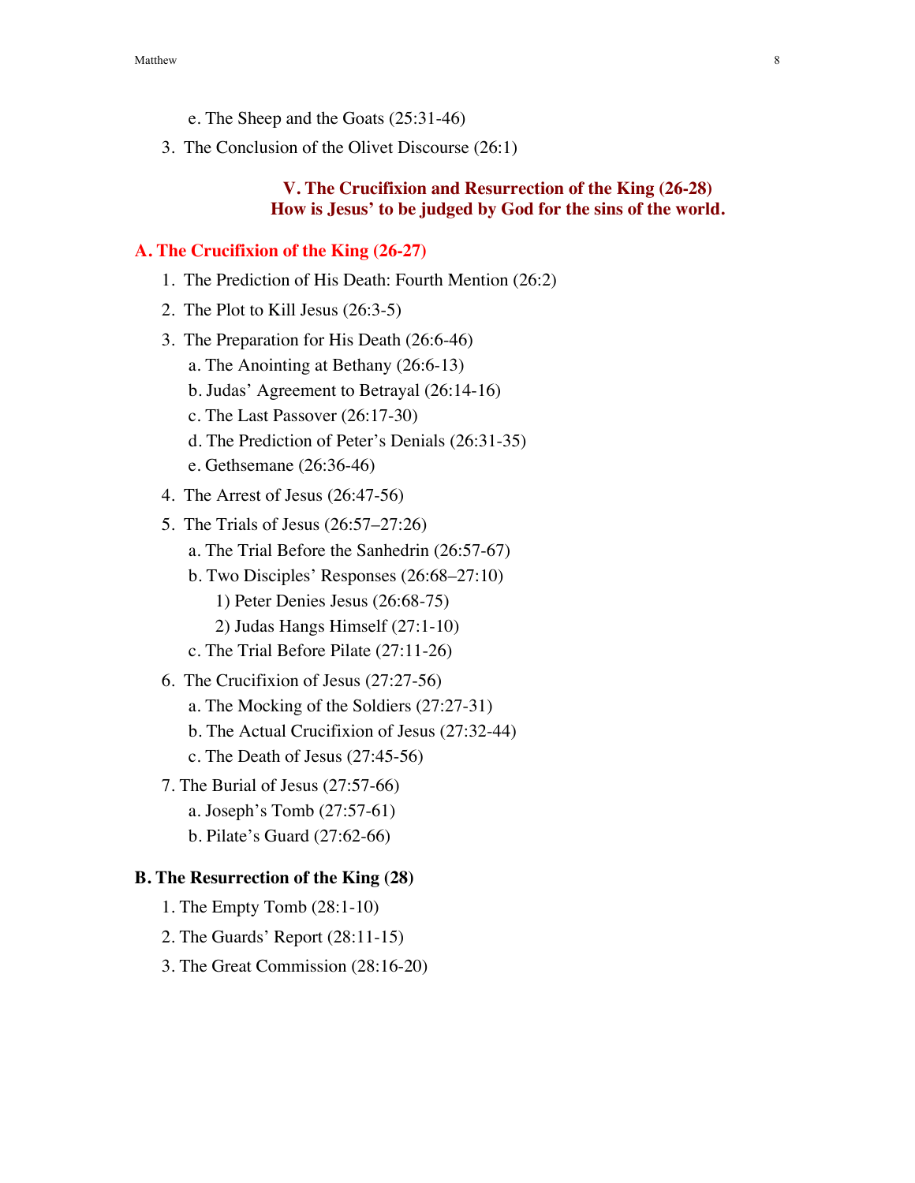e. The Sheep and the Goats (25:31-46)

3. The Conclusion of the Olivet Discourse (26:1)

## V. The Crucifixion and Resurrection of the King (26-28)
## How is Jesus' to be judged by God for the sins of the world.

### A. The Crucifixion of the King (26-27)

1. The Prediction of His Death: Fourth Mention (26:2)
2. The Plot to Kill Jesus (26:3-5)
3. The Preparation for His Death (26:6-46)
   - a. The Anointing at Bethany (26:6-13)
   - b. Judas' Agreement to Betrayal (26:14-16)
   - c. The Last Passover (26:17-30)
   - d. The Prediction of Peter's Denials (26:31-35)
   - e. Gethsemane (26:36-46)
4. The Arrest of Jesus (26:47-56)
5. The Trials of Jesus (26:57–27:26)
   - a. The Trial Before the Sanhedrin (26:57-67)
   - b. Two Disciples' Responses (26:68–27:10)
     - 1) Peter Denies Jesus (26:68-75)
     - 2) Judas Hangs Himself (27:1-10)
   - c. The Trial Before Pilate (27:11-26)
6. The Crucifixion of Jesus (27:27-56)
   - a. The Mocking of the Soldiers (27:27-31)
   - b. The Actual Crucifixion of Jesus (27:32-44)
   - c. The Death of Jesus (27:45-56)
7. The Burial of Jesus (27:57-66)
   - a. Joseph's Tomb (27:57-61)
   - b. Pilate's Guard (27:62-66)

### B. The Resurrection of the King (28)

1. The Empty Tomb (28:1-10)
2. The Guards' Report (28:11-15)
3. The Great Commission (28:16-20)